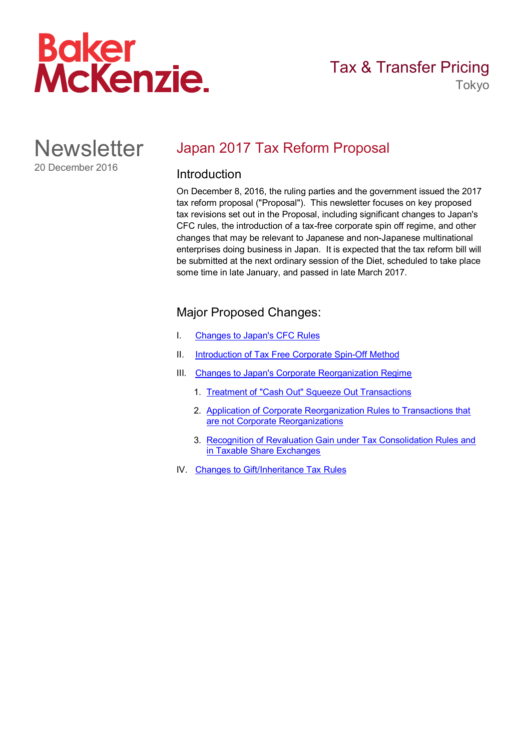Baker McKenzie.

Tax & Transfer Pricing
Tokyo

# Newsletter

20 December 2016

## Japan 2017 Tax Reform Proposal

### Introduction

On December 8, 2016, the ruling parties and the government issued the 2017 tax reform proposal ("Proposal"). This newsletter focuses on key proposed tax revisions set out in the Proposal, including significant changes to Japan's CFC rules, the introduction of a tax-free corporate spin off regime, and other changes that may be relevant to Japanese and non-Japanese multinational enterprises doing business in Japan. It is expected that the tax reform bill will be submitted at the next ordinary session of the Diet, scheduled to take place some time in late January, and passed in late March 2017.

### Major Proposed Changes:

I. Changes to Japan's CFC Rules

II. Introduction of Tax Free Corporate Spin-Off Method

III. Changes to Japan's Corporate Reorganization Regime

1. Treatment of "Cash Out" Squeeze Out Transactions
2. Application of Corporate Reorganization Rules to Transactions that are not Corporate Reorganizations
3. Recognition of Revaluation Gain under Tax Consolidation Rules and in Taxable Share Exchanges

IV. Changes to Gift/Inheritance Tax Rules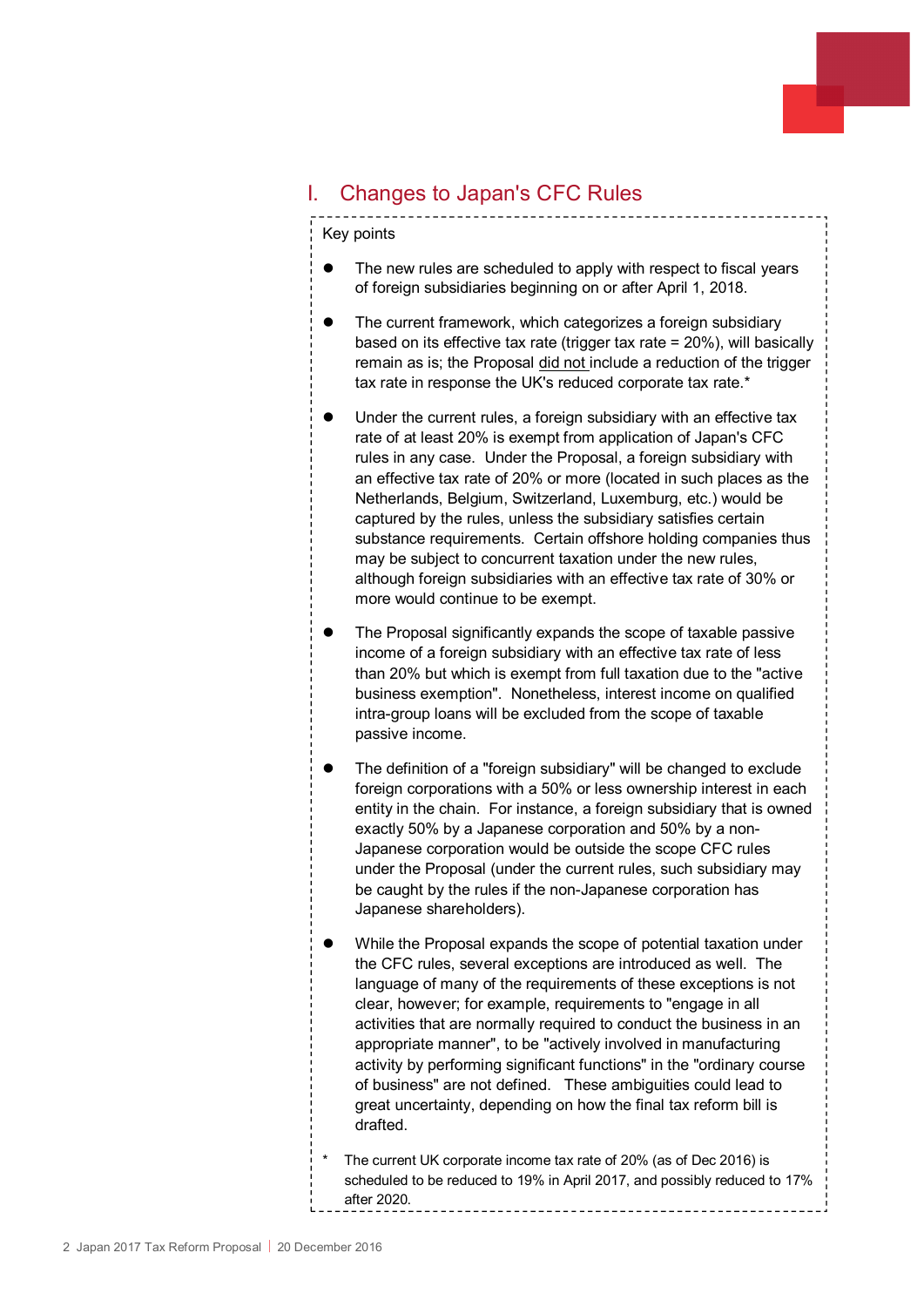# I. Changes to Japan's CFC Rules

Key points

- The new rules are scheduled to apply with respect to fiscal years of foreign subsidiaries beginning on or after April 1, 2018.

- The current framework, which categorizes a foreign subsidiary based on its effective tax rate (trigger tax rate = 20%), will basically remain as is; the Proposal did not include a reduction of the trigger tax rate in response the UK's reduced corporate tax rate.*

- Under the current rules, a foreign subsidiary with an effective tax rate of at least 20% is exempt from application of Japan's CFC rules in any case. Under the Proposal, a foreign subsidiary with an effective tax rate of 20% or more (located in such places as the Netherlands, Belgium, Switzerland, Luxemburg, etc.) would be captured by the rules, unless the subsidiary satisfies certain substance requirements. Certain offshore holding companies thus may be subject to concurrent taxation under the new rules, although foreign subsidiaries with an effective tax rate of 30% or more would continue to be exempt.

- The Proposal significantly expands the scope of taxable passive income of a foreign subsidiary with an effective tax rate of less than 20% but which is exempt from full taxation due to the "active business exemption". Nonetheless, interest income on qualified intra-group loans will be excluded from the scope of taxable passive income.

- The definition of a "foreign subsidiary" will be changed to exclude foreign corporations with a 50% or less ownership interest in each entity in the chain. For instance, a foreign subsidiary that is owned exactly 50% by a Japanese corporation and 50% by a non-Japanese corporation would be outside the scope CFC rules under the Proposal (under the current rules, such subsidiary may be caught by the rules if the non-Japanese corporation has Japanese shareholders).

- While the Proposal expands the scope of potential taxation under the CFC rules, several exceptions are introduced as well. The language of many of the requirements of these exceptions is not clear, however; for example, requirements to "engage in all activities that are normally required to conduct the business in an appropriate manner", to be "actively involved in manufacturing activity by performing significant functions" in the "ordinary course of business" are not defined. These ambiguities could lead to great uncertainty, depending on how the final tax reform bill is drafted.

\* The current UK corporate income tax rate of 20% (as of Dec 2016) is scheduled to be reduced to 19% in April 2017, and possibly reduced to 17% after 2020.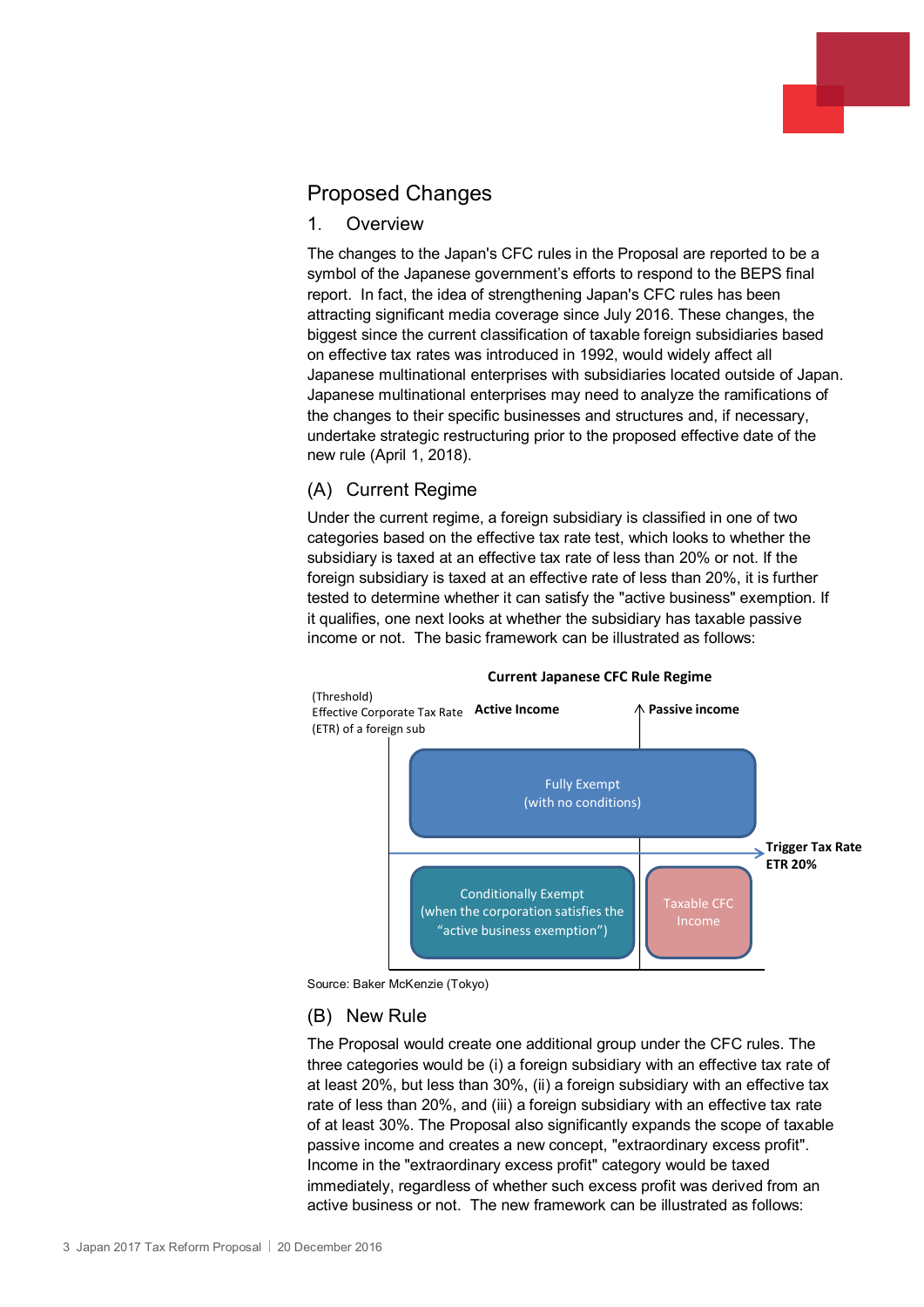## Proposed Changes

### 1. Overview

The changes to the Japan's CFC rules in the Proposal are reported to be a symbol of the Japanese government's efforts to respond to the BEPS final report. In fact, the idea of strengthening Japan's CFC rules has been attracting significant media coverage since July 2016. These changes, the biggest since the current classification of taxable foreign subsidiaries based on effective tax rates was introduced in 1992, would widely affect all Japanese multinational enterprises with subsidiaries located outside of Japan. Japanese multinational enterprises may need to analyze the ramifications of the changes to their specific businesses and structures and, if necessary, undertake strategic restructuring prior to the proposed effective date of the new rule (April 1, 2018).

### (A) Current Regime

Under the current regime, a foreign subsidiary is classified in one of two categories based on the effective tax rate test, which looks to whether the subsidiary is taxed at an effective tax rate of less than 20% or not. If the foreign subsidiary is taxed at an effective rate of less than 20%, it is further tested to determine whether it can satisfy the "active business" exemption. If it qualifies, one next looks at whether the subsidiary has taxable passive income or not. The basic framework can be illustrated as follows:

**Current Japanese CFC Rule Regime**

(Threshold) Effective Corporate Tax Rate (ETR) of a foreign sub

| | Active Income | Passive income |
|---|---|---|
| ETR ≥ 20% | Fully Exempt (with no conditions) | |
| Trigger Tax Rate ETR 20% | | |
| ETR < 20% | Conditionally Exempt (when the corporation satisfies the "active business exemption") | Taxable CFC Income |

Source: Baker McKenzie (Tokyo)

### (B) New Rule

The Proposal would create one additional group under the CFC rules. The three categories would be (i) a foreign subsidiary with an effective tax rate of at least 20%, but less than 30%, (ii) a foreign subsidiary with an effective tax rate of less than 20%, and (iii) a foreign subsidiary with an effective tax rate of at least 30%. The Proposal also significantly expands the scope of taxable passive income and creates a new concept, "extraordinary excess profit". Income in the "extraordinary excess profit" category would be taxed immediately, regardless of whether such excess profit was derived from an active business or not. The new framework can be illustrated as follows: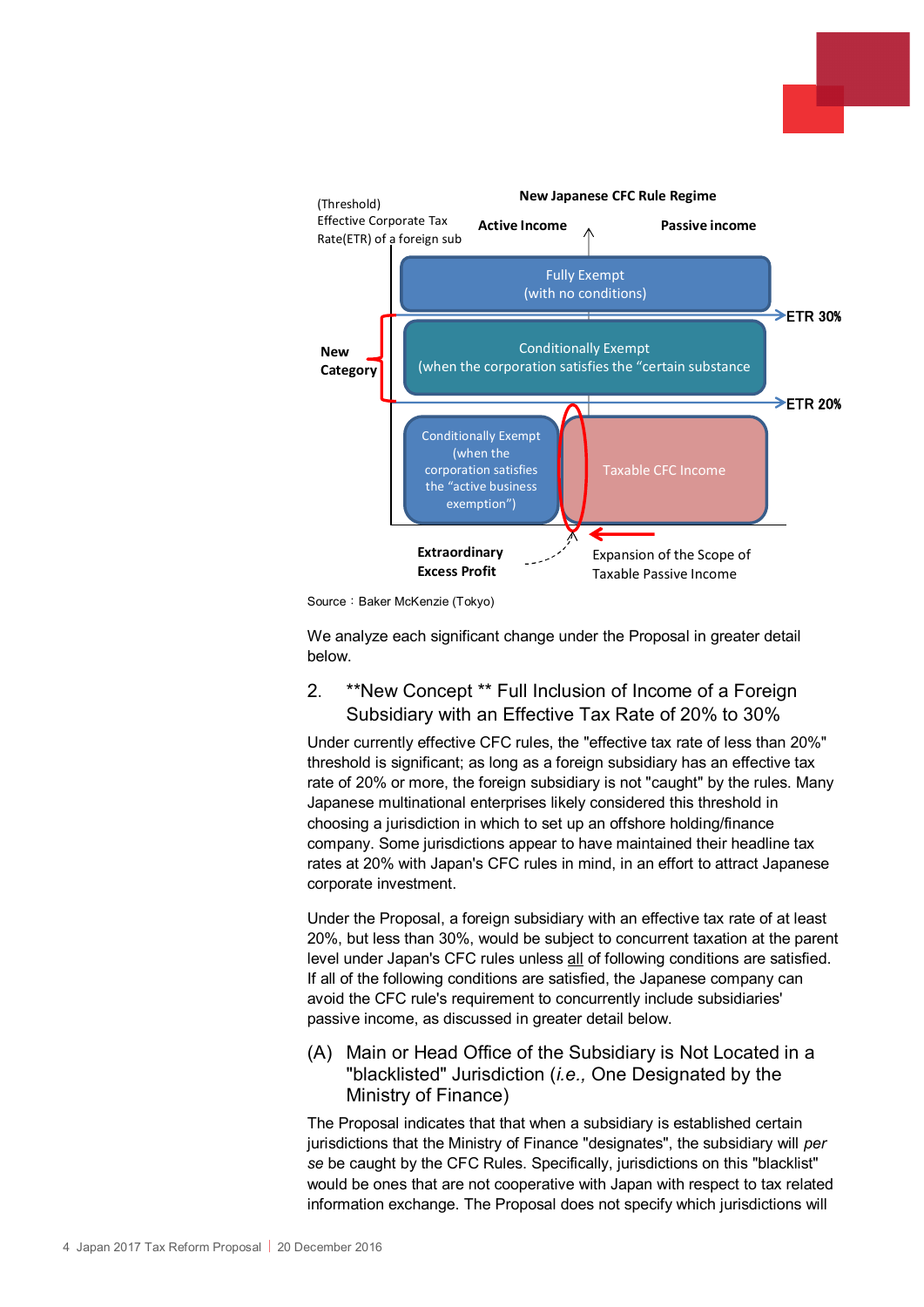**New Japanese CFC Rule Regime**

(Threshold) Effective Corporate Tax Rate(ETR) of a foreign sub

| | Active Income | Passive income |
|---|---|---|
| | Fully Exempt (with no conditions) | |
| ETR 30% | | |
| New Category | Conditionally Exempt (when the corporation satisfies the "certain substance | |
| ETR 20% | | |
| | Conditionally Exempt (when the corporation satisfies the "active business exemption") | Taxable CFC Income |

Extraordinary Excess Profit

Expansion of the Scope of Taxable Passive Income

Source：Baker McKenzie (Tokyo)

We analyze each significant change under the Proposal in greater detail below.

## 2. **New Concept ** Full Inclusion of Income of a Foreign Subsidiary with an Effective Tax Rate of 20% to 30%

Under currently effective CFC rules, the "effective tax rate of less than 20%" threshold is significant; as long as a foreign subsidiary has an effective tax rate of 20% or more, the foreign subsidiary is not "caught" by the rules. Many Japanese multinational enterprises likely considered this threshold in choosing a jurisdiction in which to set up an offshore holding/finance company. Some jurisdictions appear to have maintained their headline tax rates at 20% with Japan's CFC rules in mind, in an effort to attract Japanese corporate investment.

Under the Proposal, a foreign subsidiary with an effective tax rate of at least 20%, but less than 30%, would be subject to concurrent taxation at the parent level under Japan's CFC rules unless all of following conditions are satisfied. If all of the following conditions are satisfied, the Japanese company can avoid the CFC rule's requirement to concurrently include subsidiaries' passive income, as discussed in greater detail below.

### (A) Main or Head Office of the Subsidiary is Not Located in a "blacklisted" Jurisdiction (*i.e.,* One Designated by the Ministry of Finance)

The Proposal indicates that that when a subsidiary is established certain jurisdictions that the Ministry of Finance "designates", the subsidiary will *per se* be caught by the CFC Rules. Specifically, jurisdictions on this "blacklist" would be ones that are not cooperative with Japan with respect to tax related information exchange. The Proposal does not specify which jurisdictions will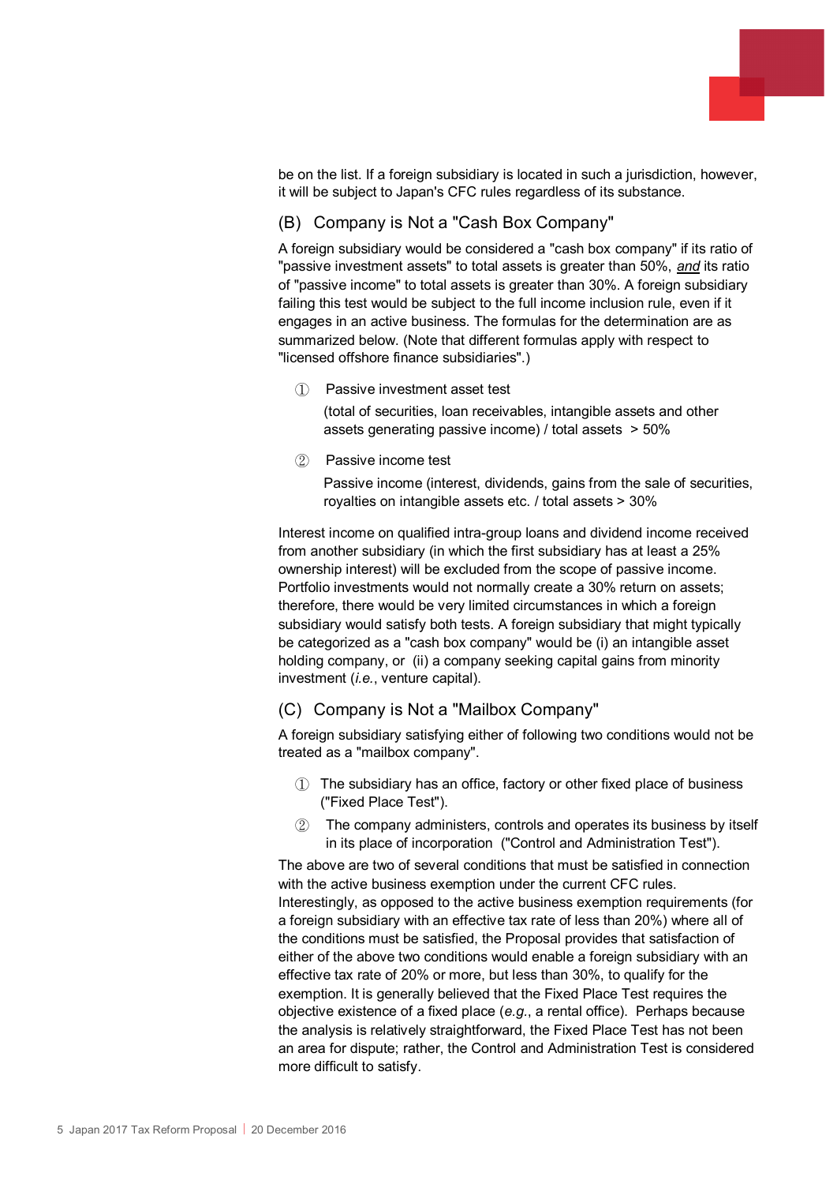be on the list. If a foreign subsidiary is located in such a jurisdiction, however, it will be subject to Japan's CFC rules regardless of its substance.

### (B) Company is Not a "Cash Box Company"

A foreign subsidiary would be considered a "cash box company" if its ratio of "passive investment assets" to total assets is greater than 50%, *and* its ratio of "passive income" to total assets is greater than 30%. A foreign subsidiary failing this test would be subject to the full income inclusion rule, even if it engages in an active business. The formulas for the determination are as summarized below. (Note that different formulas apply with respect to "licensed offshore finance subsidiaries".)

① Passive investment asset test

(total of securities, loan receivables, intangible assets and other assets generating passive income) / total assets > 50%

② Passive income test

Passive income (interest, dividends, gains from the sale of securities, royalties on intangible assets etc. / total assets > 30%

Interest income on qualified intra-group loans and dividend income received from another subsidiary (in which the first subsidiary has at least a 25% ownership interest) will be excluded from the scope of passive income. Portfolio investments would not normally create a 30% return on assets; therefore, there would be very limited circumstances in which a foreign subsidiary would satisfy both tests. A foreign subsidiary that might typically be categorized as a "cash box company" would be (i) an intangible asset holding company, or (ii) a company seeking capital gains from minority investment (*i.e.*, venture capital).

### (C) Company is Not a "Mailbox Company"

A foreign subsidiary satisfying either of following two conditions would not be treated as a "mailbox company".

① The subsidiary has an office, factory or other fixed place of business ("Fixed Place Test").

② The company administers, controls and operates its business by itself in its place of incorporation ("Control and Administration Test").

The above are two of several conditions that must be satisfied in connection with the active business exemption under the current CFC rules. Interestingly, as opposed to the active business exemption requirements (for a foreign subsidiary with an effective tax rate of less than 20%) where all of the conditions must be satisfied, the Proposal provides that satisfaction of either of the above two conditions would enable a foreign subsidiary with an effective tax rate of 20% or more, but less than 30%, to qualify for the exemption. It is generally believed that the Fixed Place Test requires the objective existence of a fixed place (*e.g.*, a rental office). Perhaps because the analysis is relatively straightforward, the Fixed Place Test has not been an area for dispute; rather, the Control and Administration Test is considered more difficult to satisfy.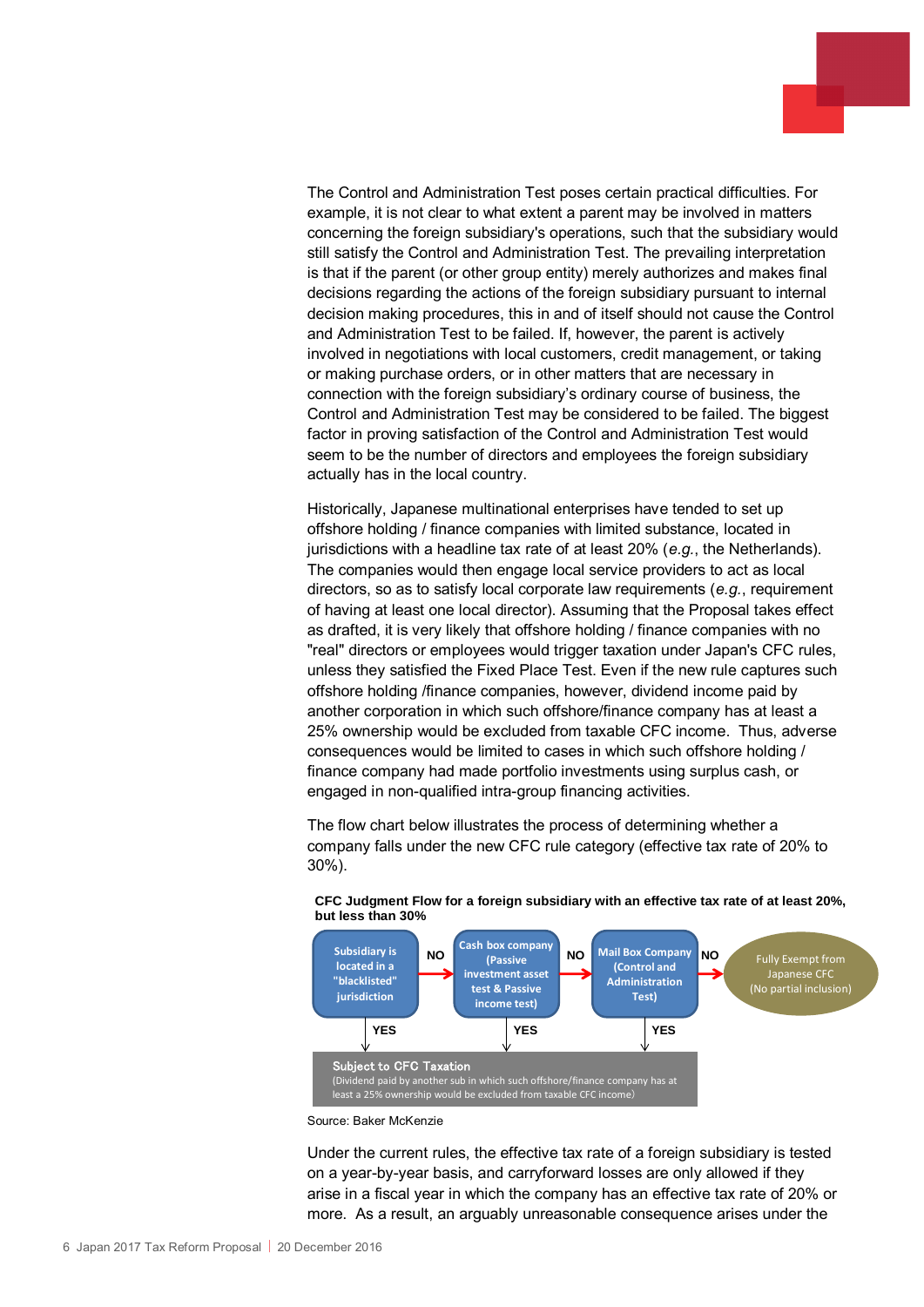The Control and Administration Test poses certain practical difficulties. For example, it is not clear to what extent a parent may be involved in matters concerning the foreign subsidiary's operations, such that the subsidiary would still satisfy the Control and Administration Test. The prevailing interpretation is that if the parent (or other group entity) merely authorizes and makes final decisions regarding the actions of the foreign subsidiary pursuant to internal decision making procedures, this in and of itself should not cause the Control and Administration Test to be failed. If, however, the parent is actively involved in negotiations with local customers, credit management, or taking or making purchase orders, or in other matters that are necessary in connection with the foreign subsidiary's ordinary course of business, the Control and Administration Test may be considered to be failed. The biggest factor in proving satisfaction of the Control and Administration Test would seem to be the number of directors and employees the foreign subsidiary actually has in the local country.

Historically, Japanese multinational enterprises have tended to set up offshore holding / finance companies with limited substance, located in jurisdictions with a headline tax rate of at least 20% (*e.g.*, the Netherlands). The companies would then engage local service providers to act as local directors, so as to satisfy local corporate law requirements (*e.g.*, requirement of having at least one local director). Assuming that the Proposal takes effect as drafted, it is very likely that offshore holding / finance companies with no "real" directors or employees would trigger taxation under Japan's CFC rules, unless they satisfied the Fixed Place Test. Even if the new rule captures such offshore holding /finance companies, however, dividend income paid by another corporation in which such offshore/finance company has at least a 25% ownership would be excluded from taxable CFC income. Thus, adverse consequences would be limited to cases in which such offshore holding / finance company had made portfolio investments using surplus cash, or engaged in non-qualified intra-group financing activities.

The flow chart below illustrates the process of determining whether a company falls under the new CFC rule category (effective tax rate of 20% to 30%).

**CFC Judgment Flow for a foreign subsidiary with an effective tax rate of at least 20%, but less than 30%**

Subsidiary is located in a "blacklisted" jurisdiction → NO → Cash box company (Passive investment asset test & Passive income test) → NO → Mail Box Company (Control and Administration Test) → NO → Fully Exempt from Japanese CFC (No partial inclusion)

YES (at each step) → **Subject to CFC Taxation** (Dividend paid by another sub in which such offshore/finance company has at least a 25% ownership would be excluded from taxable CFC income)

Source: Baker McKenzie

Under the current rules, the effective tax rate of a foreign subsidiary is tested on a year-by-year basis, and carryforward losses are only allowed if they arise in a fiscal year in which the company has an effective tax rate of 20% or more. As a result, an arguably unreasonable consequence arises under the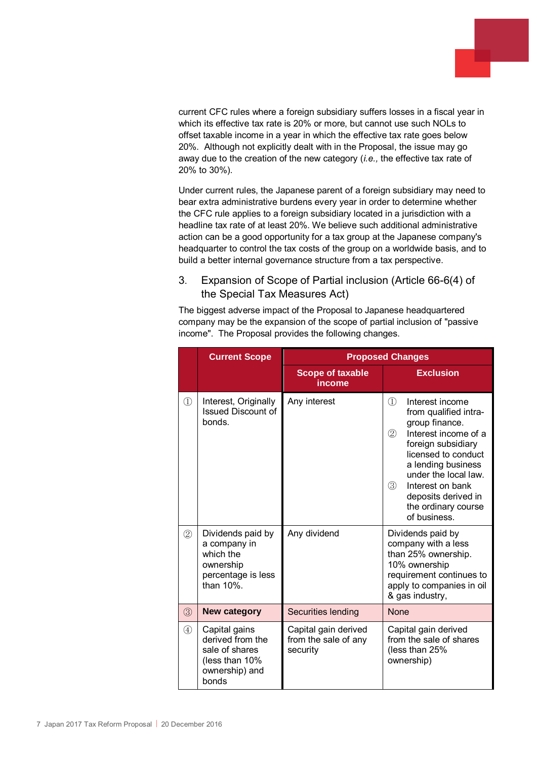current CFC rules where a foreign subsidiary suffers losses in a fiscal year in which its effective tax rate is 20% or more, but cannot use such NOLs to offset taxable income in a year in which the effective tax rate goes below 20%. Although not explicitly dealt with in the Proposal, the issue may go away due to the creation of the new category (*i.e.,* the effective tax rate of 20% to 30%).

Under current rules, the Japanese parent of a foreign subsidiary may need to bear extra administrative burdens every year in order to determine whether the CFC rule applies to a foreign subsidiary located in a jurisdiction with a headline tax rate of at least 20%. We believe such additional administrative action can be a good opportunity for a tax group at the Japanese company's headquarter to control the tax costs of the group on a worldwide basis, and to build a better internal governance structure from a tax perspective.

## 3. Expansion of Scope of Partial inclusion (Article 66-6(4) of the Special Tax Measures Act)

The biggest adverse impact of the Proposal to Japanese headquartered company may be the expansion of the scope of partial inclusion of "passive income". The Proposal provides the following changes.

| | Current Scope | Proposed Changes | |
|---|---|---|---|
| | | Scope of taxable income | Exclusion |
| ① | Interest, Originally Issued Discount of bonds. | Any interest | ① Interest income from qualified intra-group finance. ② Interest income of a foreign subsidiary licensed to conduct a lending business under the local law. ③ Interest on bank deposits derived in the ordinary course of business. |
| ② | Dividends paid by a company in which the ownership percentage is less than 10%. | Any dividend | Dividends paid by company with a less than 25% ownership. 10% ownership requirement continues to apply to companies in oil & gas industry, |
| ③ | **New category** | Securities lending | None |
| ④ | Capital gains derived from the sale of shares (less than 10% ownership) and bonds | Capital gain derived from the sale of any security | Capital gain derived from the sale of shares (less than 25% ownership) |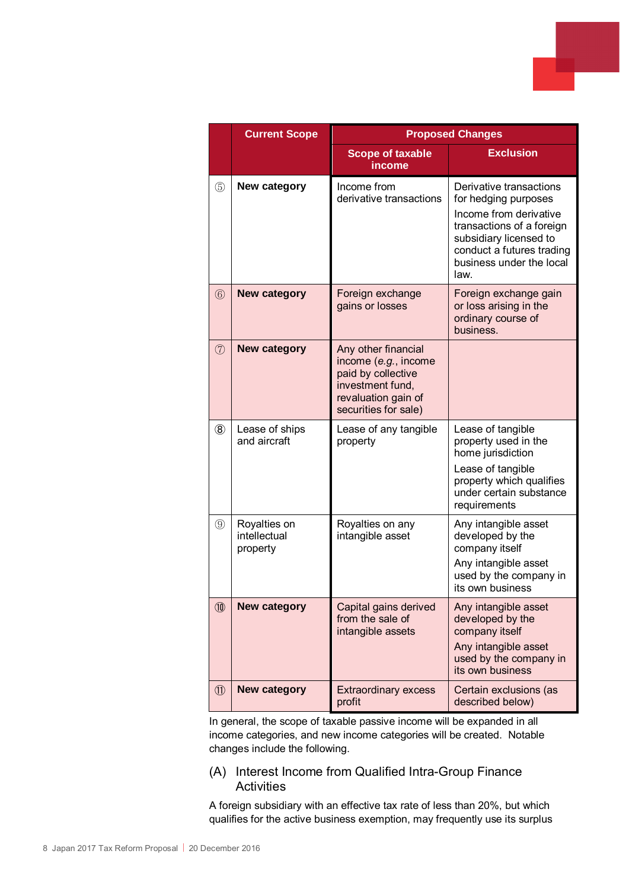|  | Current Scope | Proposed Changes | |
|---|---|---|---|
|  |  | Scope of taxable income | Exclusion |
| ⑤ | **New category** | Income from derivative transactions | Derivative transactions for hedging purposes<br>Income from derivative transactions of a foreign subsidiary licensed to conduct a futures trading business under the local law. |
| ⑥ | **New category** | Foreign exchange gains or losses | Foreign exchange gain or loss arising in the ordinary course of business. |
| ⑦ | **New category** | Any other financial income (*e.g.*, income paid by collective investment fund, revaluation gain of securities for sale) |  |
| ⑧ | Lease of ships and aircraft | Lease of any tangible property | Lease of tangible property used in the home jurisdiction<br>Lease of tangible property which qualifies under certain substance requirements |
| ⑨ | Royalties on intellectual property | Royalties on any intangible asset | Any intangible asset developed by the company itself<br>Any intangible asset used by the company in its own business |
| ⑩ | **New category** | Capital gains derived from the sale of intangible assets | Any intangible asset developed by the company itself<br>Any intangible asset used by the company in its own business |
| ⑪ | **New category** | Extraordinary excess profit | Certain exclusions (as described below) |

In general, the scope of taxable passive income will be expanded in all income categories, and new income categories will be created. Notable changes include the following.

## (A) Interest Income from Qualified Intra-Group Finance Activities

A foreign subsidiary with an effective tax rate of less than 20%, but which qualifies for the active business exemption, may frequently use its surplus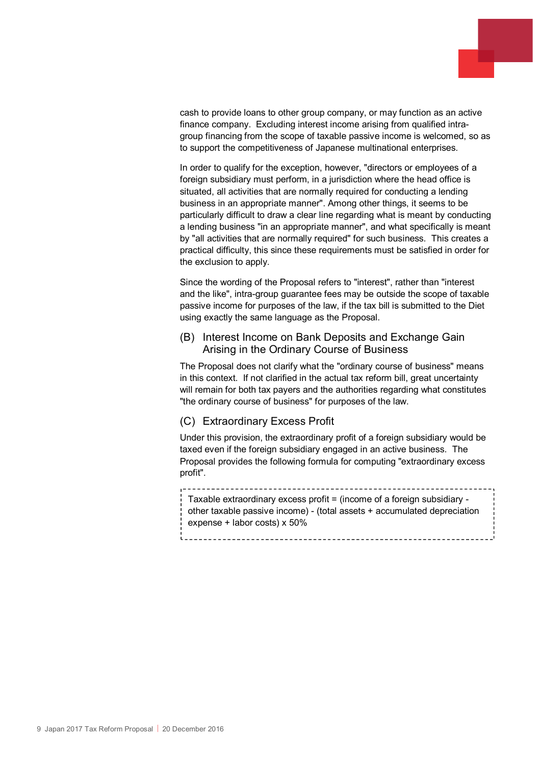cash to provide loans to other group company, or may function as an active finance company. Excluding interest income arising from qualified intra-group financing from the scope of taxable passive income is welcomed, so as to support the competitiveness of Japanese multinational enterprises.

In order to qualify for the exception, however, "directors or employees of a foreign subsidiary must perform, in a jurisdiction where the head office is situated, all activities that are normally required for conducting a lending business in an appropriate manner". Among other things, it seems to be particularly difficult to draw a clear line regarding what is meant by conducting a lending business "in an appropriate manner", and what specifically is meant by "all activities that are normally required" for such business. This creates a practical difficulty, this since these requirements must be satisfied in order for the exclusion to apply.

Since the wording of the Proposal refers to "interest", rather than "interest and the like", intra-group guarantee fees may be outside the scope of taxable passive income for purposes of the law, if the tax bill is submitted to the Diet using exactly the same language as the Proposal.

### (B) Interest Income on Bank Deposits and Exchange Gain Arising in the Ordinary Course of Business

The Proposal does not clarify what the "ordinary course of business" means in this context. If not clarified in the actual tax reform bill, great uncertainty will remain for both tax payers and the authorities regarding what constitutes "the ordinary course of business" for purposes of the law.

### (C) Extraordinary Excess Profit

Under this provision, the extraordinary profit of a foreign subsidiary would be taxed even if the foreign subsidiary engaged in an active business. The Proposal provides the following formula for computing "extraordinary excess profit".

> Taxable extraordinary excess profit = (income of a foreign subsidiary - other taxable passive income) - (total assets + accumulated depreciation expense + labor costs) x 50%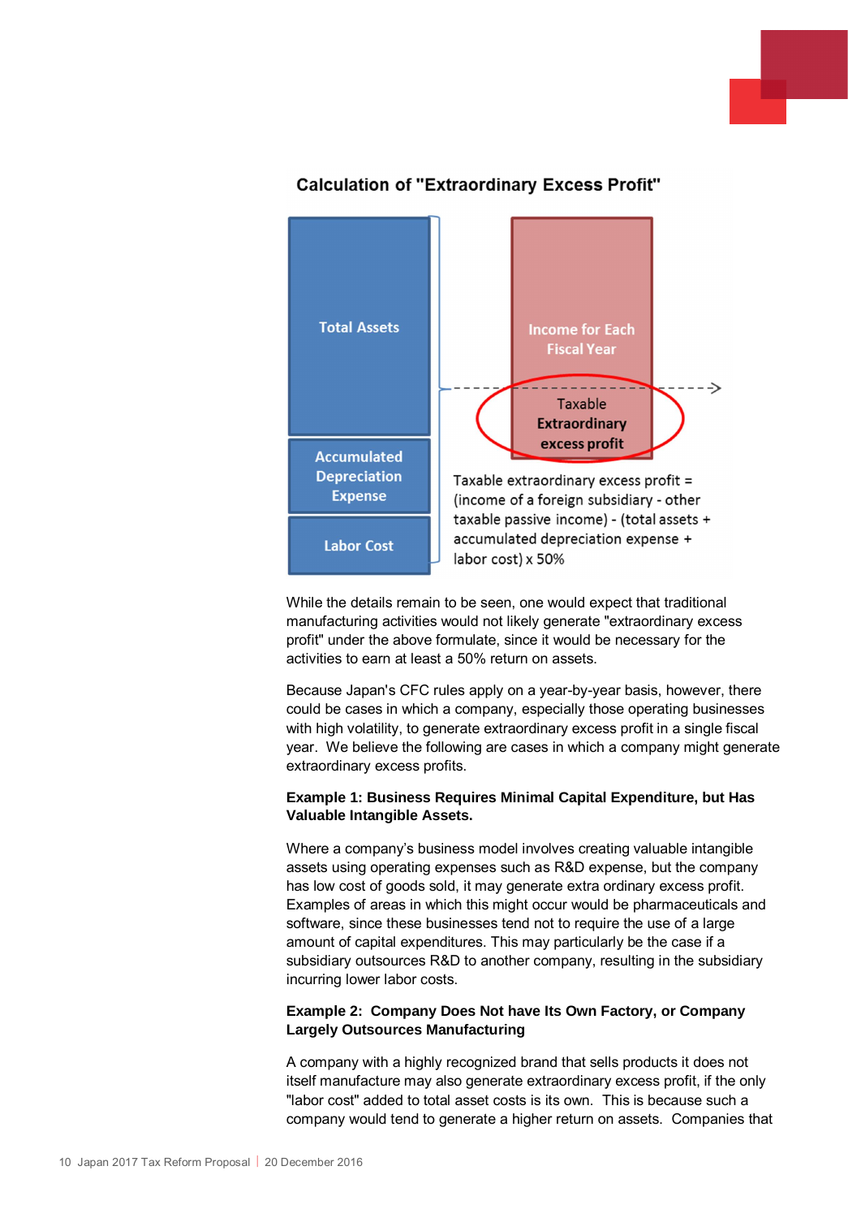**Calculation of "Extraordinary Excess Profit"**

Total Assets

Accumulated Depreciation Expense

Labor Cost

Income for Each Fiscal Year

Taxable Extraordinary excess profit

Taxable extraordinary excess profit = (income of a foreign subsidiary - other taxable passive income) - (total assets + accumulated depreciation expense + labor cost) x 50%

While the details remain to be seen, one would expect that traditional manufacturing activities would not likely generate "extraordinary excess profit" under the above formulate, since it would be necessary for the activities to earn at least a 50% return on assets.

Because Japan's CFC rules apply on a year-by-year basis, however, there could be cases in which a company, especially those operating businesses with high volatility, to generate extraordinary excess profit in a single fiscal year. We believe the following are cases in which a company might generate extraordinary excess profits.

**Example 1: Business Requires Minimal Capital Expenditure, but Has Valuable Intangible Assets.**

Where a company's business model involves creating valuable intangible assets using operating expenses such as R&D expense, but the company has low cost of goods sold, it may generate extra ordinary excess profit. Examples of areas in which this might occur would be pharmaceuticals and software, since these businesses tend not to require the use of a large amount of capital expenditures. This may particularly be the case if a subsidiary outsources R&D to another company, resulting in the subsidiary incurring lower labor costs.

**Example 2: Company Does Not have Its Own Factory, or Company Largely Outsources Manufacturing**

A company with a highly recognized brand that sells products it does not itself manufacture may also generate extraordinary excess profit, if the only "labor cost" added to total asset costs is its own. This is because such a company would tend to generate a higher return on assets. Companies that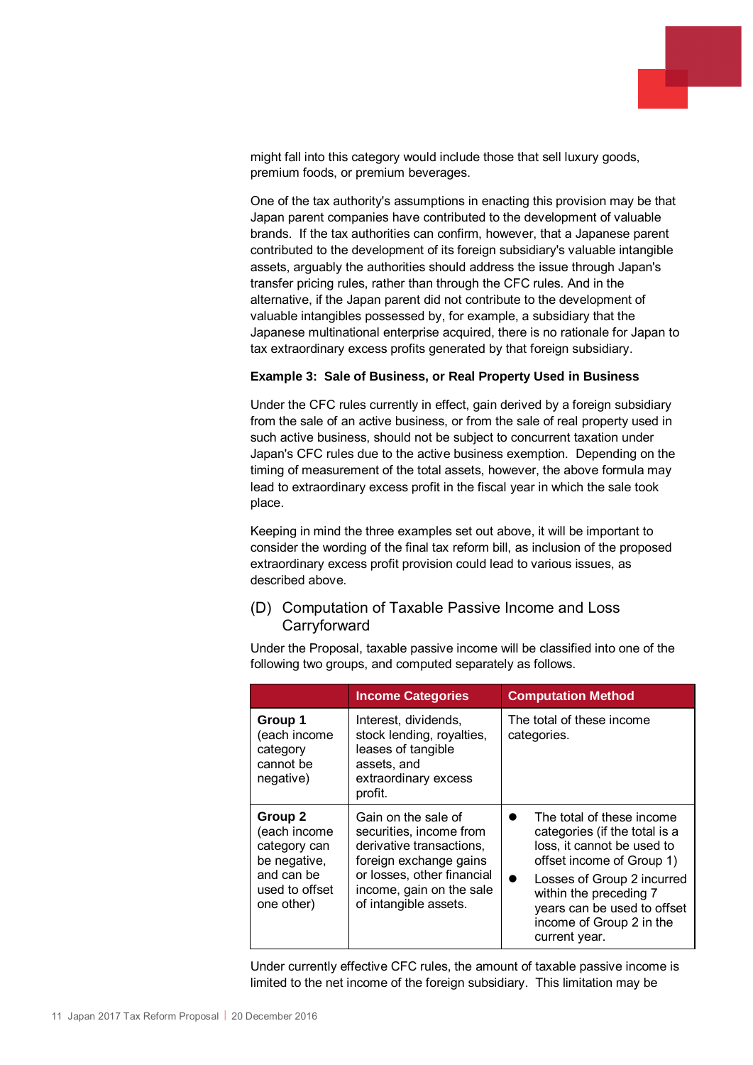might fall into this category would include those that sell luxury goods, premium foods, or premium beverages.

One of the tax authority's assumptions in enacting this provision may be that Japan parent companies have contributed to the development of valuable brands. If the tax authorities can confirm, however, that a Japanese parent contributed to the development of its foreign subsidiary's valuable intangible assets, arguably the authorities should address the issue through Japan's transfer pricing rules, rather than through the CFC rules. And in the alternative, if the Japan parent did not contribute to the development of valuable intangibles possessed by, for example, a subsidiary that the Japanese multinational enterprise acquired, there is no rationale for Japan to tax extraordinary excess profits generated by that foreign subsidiary.

**Example 3: Sale of Business, or Real Property Used in Business**

Under the CFC rules currently in effect, gain derived by a foreign subsidiary from the sale of an active business, or from the sale of real property used in such active business, should not be subject to concurrent taxation under Japan's CFC rules due to the active business exemption. Depending on the timing of measurement of the total assets, however, the above formula may lead to extraordinary excess profit in the fiscal year in which the sale took place.

Keeping in mind the three examples set out above, it will be important to consider the wording of the final tax reform bill, as inclusion of the proposed extraordinary excess profit provision could lead to various issues, as described above.

## (D) Computation of Taxable Passive Income and Loss Carryforward

Under the Proposal, taxable passive income will be classified into one of the following two groups, and computed separately as follows.

| | Income Categories | Computation Method |
|---|---|---|
| **Group 1** (each income category cannot be negative) | Interest, dividends, stock lending, royalties, leases of tangible assets, and extraordinary excess profit. | The total of these income categories. |
| **Group 2** (each income category can be negative, and can be used to offset one other) | Gain on the sale of securities, income from derivative transactions, foreign exchange gains or losses, other financial income, gain on the sale of intangible assets. | • The total of these income categories (if the total is a loss, it cannot be used to offset income of Group 1) • Losses of Group 2 incurred within the preceding 7 years can be used to offset income of Group 2 in the current year. |

Under currently effective CFC rules, the amount of taxable passive income is limited to the net income of the foreign subsidiary. This limitation may be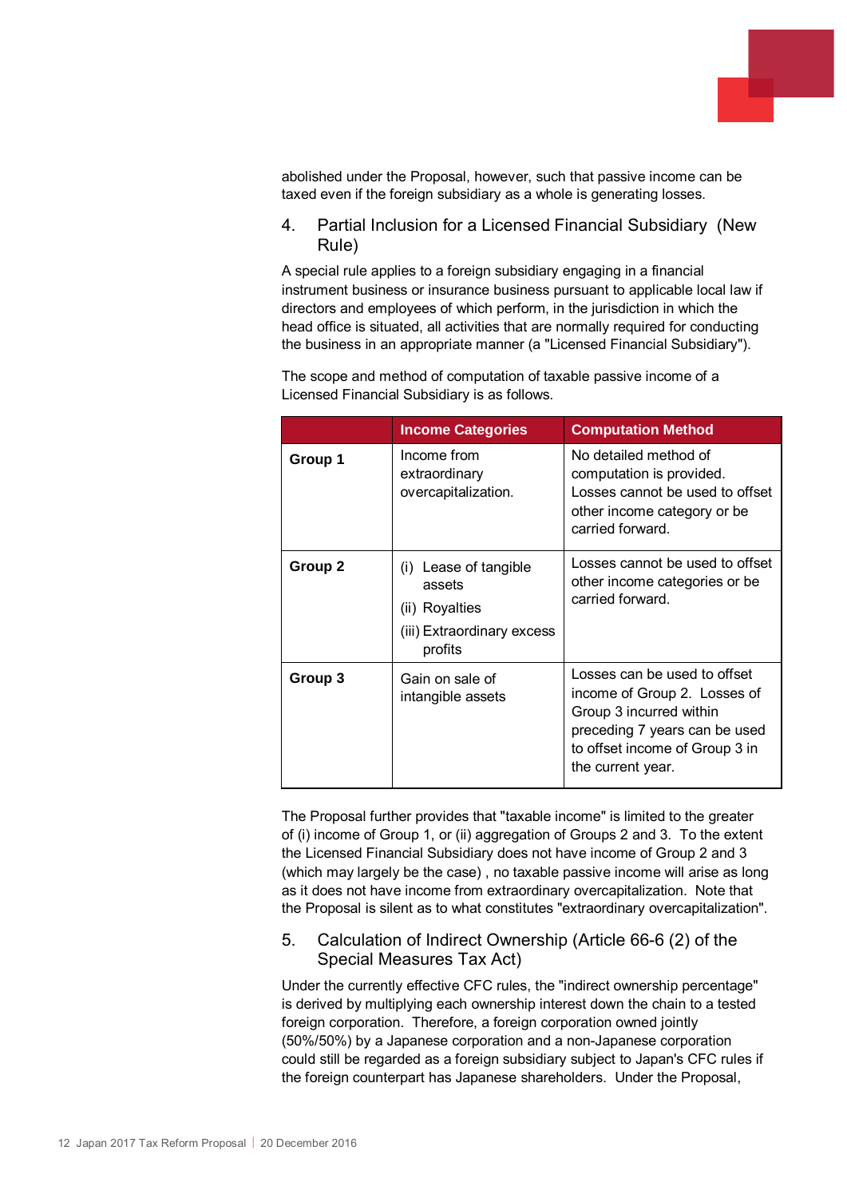abolished under the Proposal, however, such that passive income can be taxed even if the foreign subsidiary as a whole is generating losses.

## 4. Partial Inclusion for a Licensed Financial Subsidiary (New Rule)

A special rule applies to a foreign subsidiary engaging in a financial instrument business or insurance business pursuant to applicable local law if directors and employees of which perform, in the jurisdiction in which the head office is situated, all activities that are normally required for conducting the business in an appropriate manner (a "Licensed Financial Subsidiary").

The scope and method of computation of taxable passive income of a Licensed Financial Subsidiary is as follows.

| | Income Categories | Computation Method |
|---|---|---|
| **Group 1** | Income from extraordinary overcapitalization. | No detailed method of computation is provided. Losses cannot be used to offset other income category or be carried forward. |
| **Group 2** | (i) Lease of tangible assets<br>(ii) Royalties<br>(iii) Extraordinary excess profits | Losses cannot be used to offset other income categories or be carried forward. |
| **Group 3** | Gain on sale of intangible assets | Losses can be used to offset income of Group 2. Losses of Group 3 incurred within preceding 7 years can be used to offset income of Group 3 in the current year. |

The Proposal further provides that "taxable income" is limited to the greater of (i) income of Group 1, or (ii) aggregation of Groups 2 and 3. To the extent the Licensed Financial Subsidiary does not have income of Group 2 and 3 (which may largely be the case) , no taxable passive income will arise as long as it does not have income from extraordinary overcapitalization. Note that the Proposal is silent as to what constitutes "extraordinary overcapitalization".

## 5. Calculation of Indirect Ownership (Article 66-6 (2) of the Special Measures Tax Act)

Under the currently effective CFC rules, the "indirect ownership percentage" is derived by multiplying each ownership interest down the chain to a tested foreign corporation. Therefore, a foreign corporation owned jointly (50%/50%) by a Japanese corporation and a non-Japanese corporation could still be regarded as a foreign subsidiary subject to Japan's CFC rules if the foreign counterpart has Japanese shareholders. Under the Proposal,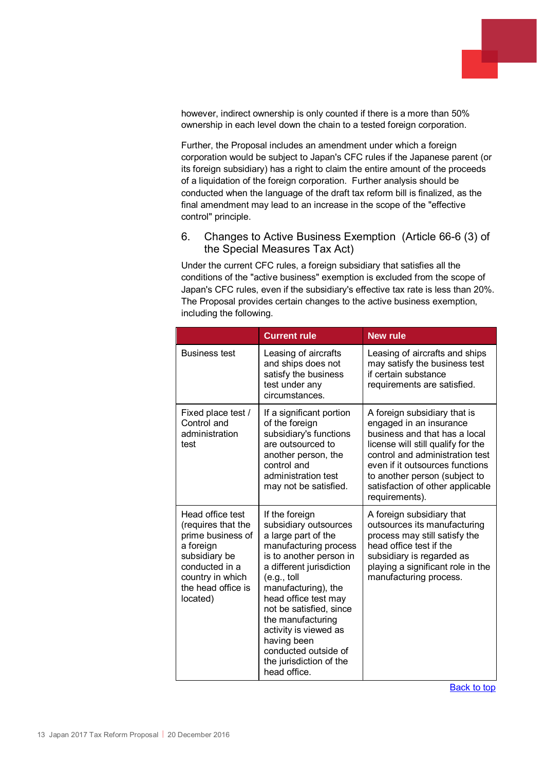however, indirect ownership is only counted if there is a more than 50% ownership in each level down the chain to a tested foreign corporation.

Further, the Proposal includes an amendment under which a foreign corporation would be subject to Japan's CFC rules if the Japanese parent (or its foreign subsidiary) has a right to claim the entire amount of the proceeds of a liquidation of the foreign corporation. Further analysis should be conducted when the language of the draft tax reform bill is finalized, as the final amendment may lead to an increase in the scope of the "effective control" principle.

## 6. Changes to Active Business Exemption (Article 66-6 (3) of the Special Measures Tax Act)

Under the current CFC rules, a foreign subsidiary that satisfies all the conditions of the "active business" exemption is excluded from the scope of Japan's CFC rules, even if the subsidiary's effective tax rate is less than 20%. The Proposal provides certain changes to the active business exemption, including the following.

| | Current rule | New rule |
|---|---|---|
| Business test | Leasing of aircrafts and ships does not satisfy the business test under any circumstances. | Leasing of aircrafts and ships may satisfy the business test if certain substance requirements are satisfied. |
| Fixed place test / Control and administration test | If a significant portion of the foreign subsidiary's functions are outsourced to another person, the control and administration test may not be satisfied. | A foreign subsidiary that is engaged in an insurance business and that has a local license will still qualify for the control and administration test even if it outsources functions to another person (subject to satisfaction of other applicable requirements). |
| Head office test (requires that the prime business of a foreign subsidiary be conducted in a country in which the head office is located) | If the foreign subsidiary outsources a large part of the manufacturing process is to another person in a different jurisdiction (e.g., toll manufacturing), the head office test may not be satisfied, since the manufacturing activity is viewed as having been conducted outside of the jurisdiction of the head office. | A foreign subsidiary that outsources its manufacturing process may still satisfy the head office test if the subsidiary is regarded as playing a significant role in the manufacturing process. |

Back to top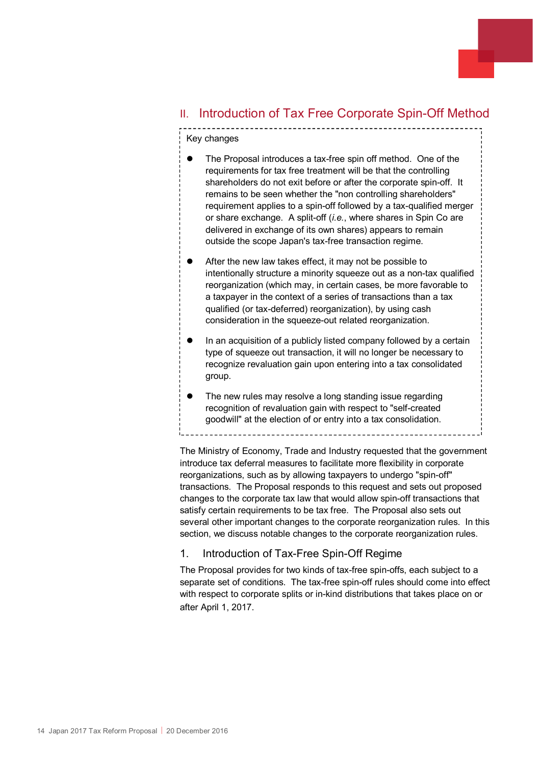## II. Introduction of Tax Free Corporate Spin-Off Method

Key changes

- The Proposal introduces a tax-free spin off method. One of the requirements for tax free treatment will be that the controlling shareholders do not exit before or after the corporate spin-off. It remains to be seen whether the "non controlling shareholders" requirement applies to a spin-off followed by a tax-qualified merger or share exchange. A split-off (*i.e.*, where shares in Spin Co are delivered in exchange of its own shares) appears to remain outside the scope Japan's tax-free transaction regime.
- After the new law takes effect, it may not be possible to intentionally structure a minority squeeze out as a non-tax qualified reorganization (which may, in certain cases, be more favorable to a taxpayer in the context of a series of transactions than a tax qualified (or tax-deferred) reorganization), by using cash consideration in the squeeze-out related reorganization.
- In an acquisition of a publicly listed company followed by a certain type of squeeze out transaction, it will no longer be necessary to recognize revaluation gain upon entering into a tax consolidated group.
- The new rules may resolve a long standing issue regarding recognition of revaluation gain with respect to "self-created goodwill" at the election of or entry into a tax consolidation.

The Ministry of Economy, Trade and Industry requested that the government introduce tax deferral measures to facilitate more flexibility in corporate reorganizations, such as by allowing taxpayers to undergo "spin-off" transactions. The Proposal responds to this request and sets out proposed changes to the corporate tax law that would allow spin-off transactions that satisfy certain requirements to be tax free. The Proposal also sets out several other important changes to the corporate reorganization rules. In this section, we discuss notable changes to the corporate reorganization rules.

### 1. Introduction of Tax-Free Spin-Off Regime

The Proposal provides for two kinds of tax-free spin-offs, each subject to a separate set of conditions. The tax-free spin-off rules should come into effect with respect to corporate splits or in-kind distributions that takes place on or after April 1, 2017.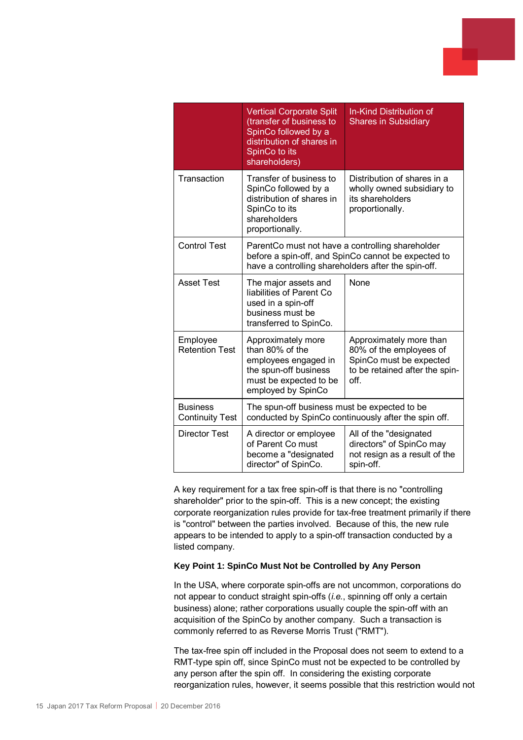| | Vertical Corporate Split (transfer of business to SpinCo followed by a distribution of shares in SpinCo to its shareholders) | In-Kind Distribution of Shares in Subsidiary |
|---|---|---|
| Transaction | Transfer of business to SpinCo followed by a distribution of shares in SpinCo to its shareholders proportionally. | Distribution of shares in a wholly owned subsidiary to its shareholders proportionally. |
| Control Test | ParentCo must not have a controlling shareholder before a spin-off, and SpinCo cannot be expected to have a controlling shareholders after the spin-off. | |
| Asset Test | The major assets and liabilities of Parent Co used in a spin-off business must be transferred to SpinCo. | None |
| Employee Retention Test | Approximately more than 80% of the employees engaged in the spun-off business must be expected to be employed by SpinCo | Approximately more than 80% of the employees of SpinCo must be expected to be retained after the spin-off. |
| Business Continuity Test | The spun-off business must be expected to be conducted by SpinCo continuously after the spin off. | |
| Director Test | A director or employee of Parent Co must become a "designated director" of SpinCo. | All of the "designated directors" of SpinCo may not resign as a result of the spin-off. |

A key requirement for a tax free spin-off is that there is no "controlling shareholder" prior to the spin-off. This is a new concept; the existing corporate reorganization rules provide for tax-free treatment primarily if there is "control" between the parties involved. Because of this, the new rule appears to be intended to apply to a spin-off transaction conducted by a listed company.

**Key Point 1: SpinCo Must Not be Controlled by Any Person**

In the USA, where corporate spin-offs are not uncommon, corporations do not appear to conduct straight spin-offs (*i.e.*, spinning off only a certain business) alone; rather corporations usually couple the spin-off with an acquisition of the SpinCo by another company. Such a transaction is commonly referred to as Reverse Morris Trust ("RMT").

The tax-free spin off included in the Proposal does not seem to extend to a RMT-type spin off, since SpinCo must not be expected to be controlled by any person after the spin off. In considering the existing corporate reorganization rules, however, it seems possible that this restriction would not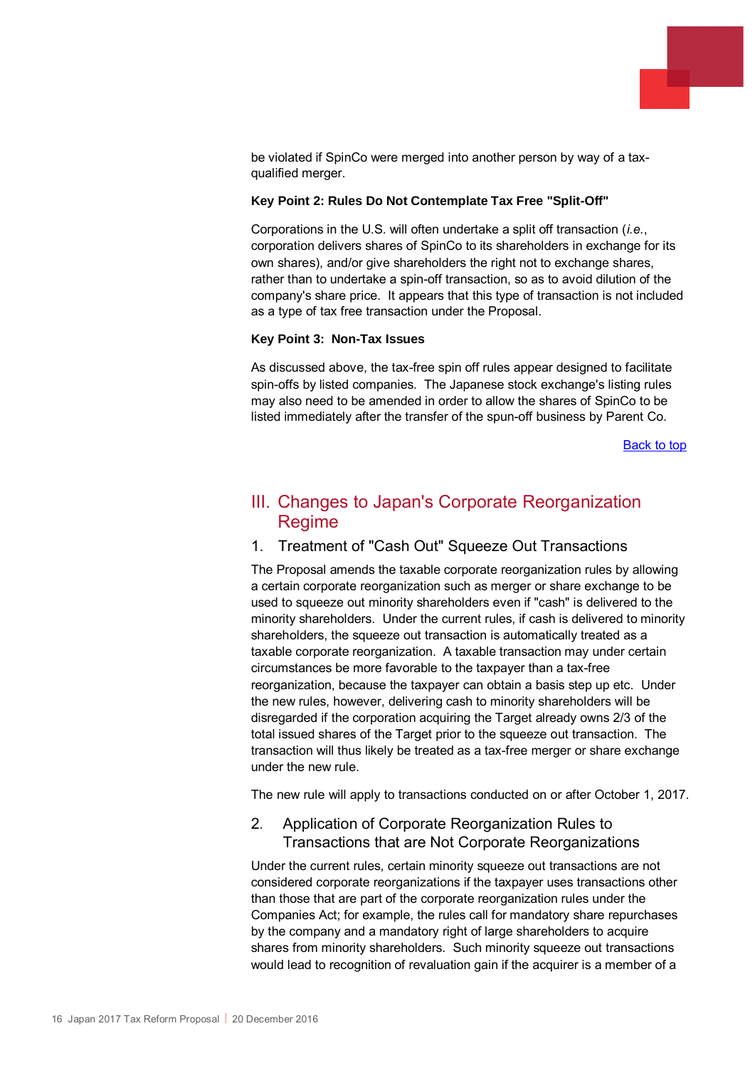be violated if SpinCo were merged into another person by way of a tax-qualified merger.

**Key Point 2: Rules Do Not Contemplate Tax Free "Split-Off"**

Corporations in the U.S. will often undertake a split off transaction (*i.e.*, corporation delivers shares of SpinCo to its shareholders in exchange for its own shares), and/or give shareholders the right not to exchange shares, rather than to undertake a spin-off transaction, so as to avoid dilution of the company's share price. It appears that this type of transaction is not included as a type of tax free transaction under the Proposal.

**Key Point 3: Non-Tax Issues**

As discussed above, the tax-free spin off rules appear designed to facilitate spin-offs by listed companies. The Japanese stock exchange's listing rules may also need to be amended in order to allow the shares of SpinCo to be listed immediately after the transfer of the spun-off business by Parent Co.

Back to top

## III. Changes to Japan's Corporate Reorganization Regime

### 1. Treatment of "Cash Out" Squeeze Out Transactions

The Proposal amends the taxable corporate reorganization rules by allowing a certain corporate reorganization such as merger or share exchange to be used to squeeze out minority shareholders even if "cash" is delivered to the minority shareholders. Under the current rules, if cash is delivered to minority shareholders, the squeeze out transaction is automatically treated as a taxable corporate reorganization. A taxable transaction may under certain circumstances be more favorable to the taxpayer than a tax-free reorganization, because the taxpayer can obtain a basis step up etc. Under the new rules, however, delivering cash to minority shareholders will be disregarded if the corporation acquiring the Target already owns 2/3 of the total issued shares of the Target prior to the squeeze out transaction. The transaction will thus likely be treated as a tax-free merger or share exchange under the new rule.

The new rule will apply to transactions conducted on or after October 1, 2017.

### 2. Application of Corporate Reorganization Rules to Transactions that are Not Corporate Reorganizations

Under the current rules, certain minority squeeze out transactions are not considered corporate reorganizations if the taxpayer uses transactions other than those that are part of the corporate reorganization rules under the Companies Act; for example, the rules call for mandatory share repurchases by the company and a mandatory right of large shareholders to acquire shares from minority shareholders. Such minority squeeze out transactions would lead to recognition of revaluation gain if the acquirer is a member of a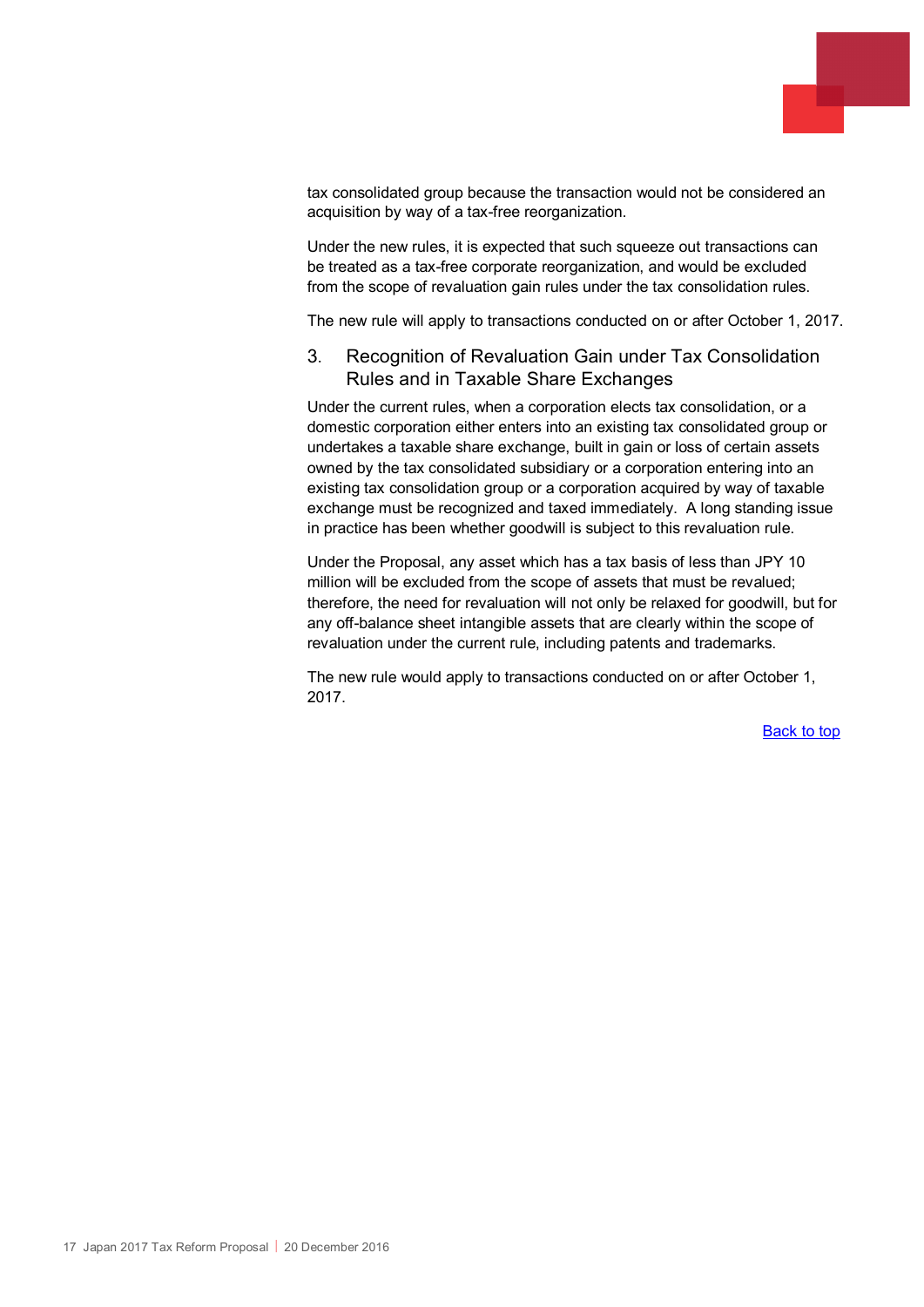tax consolidated group because the transaction would not be considered an acquisition by way of a tax-free reorganization.

Under the new rules, it is expected that such squeeze out transactions can be treated as a tax-free corporate reorganization, and would be excluded from the scope of revaluation gain rules under the tax consolidation rules.

The new rule will apply to transactions conducted on or after October 1, 2017.

## 3. Recognition of Revaluation Gain under Tax Consolidation Rules and in Taxable Share Exchanges

Under the current rules, when a corporation elects tax consolidation, or a domestic corporation either enters into an existing tax consolidated group or undertakes a taxable share exchange, built in gain or loss of certain assets owned by the tax consolidated subsidiary or a corporation entering into an existing tax consolidation group or a corporation acquired by way of taxable exchange must be recognized and taxed immediately. A long standing issue in practice has been whether goodwill is subject to this revaluation rule.

Under the Proposal, any asset which has a tax basis of less than JPY 10 million will be excluded from the scope of assets that must be revalued; therefore, the need for revaluation will not only be relaxed for goodwill, but for any off-balance sheet intangible assets that are clearly within the scope of revaluation under the current rule, including patents and trademarks.

The new rule would apply to transactions conducted on or after October 1, 2017.

Back to top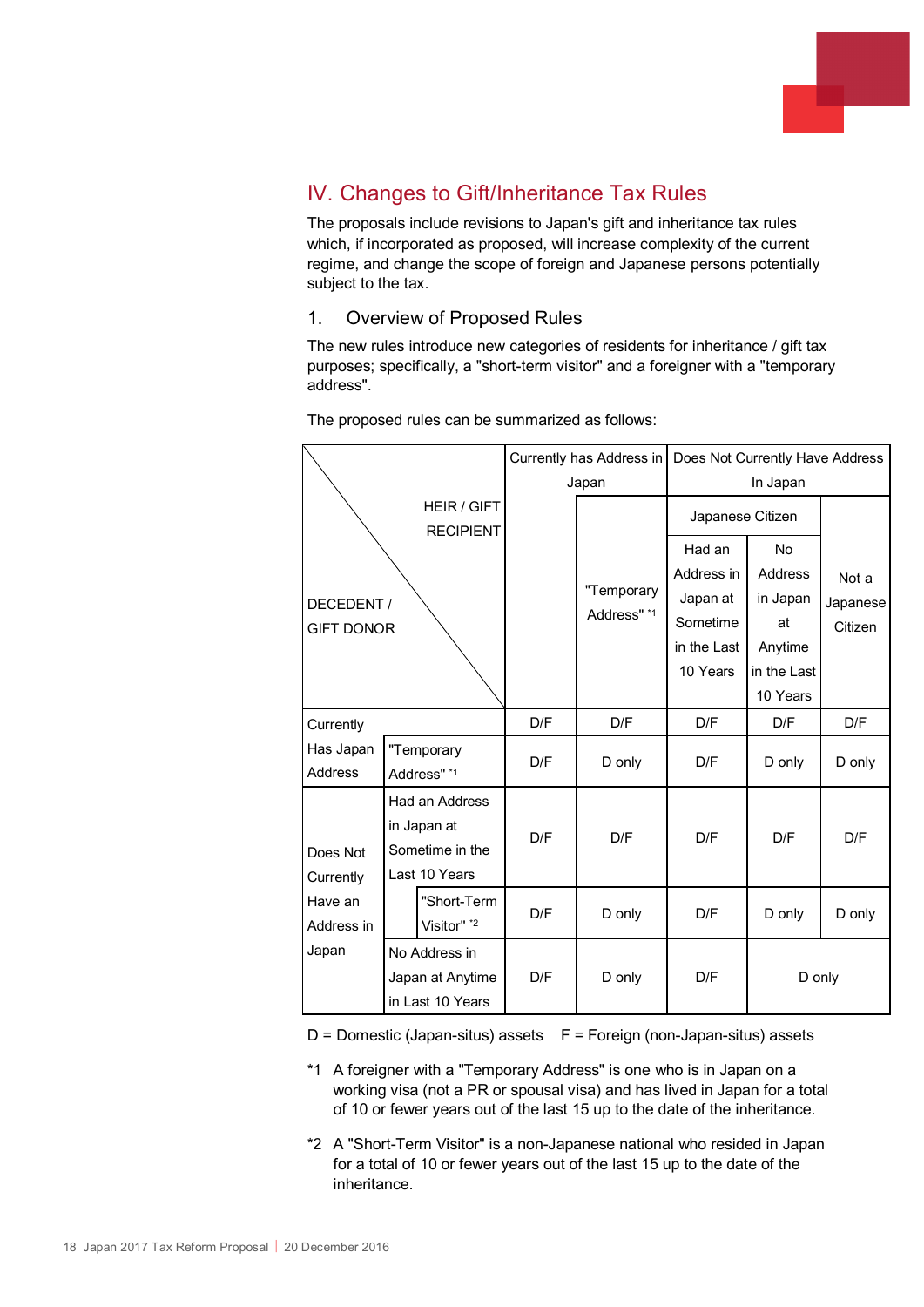## IV. Changes to Gift/Inheritance Tax Rules

The proposals include revisions to Japan's gift and inheritance tax rules which, if incorporated as proposed, will increase complexity of the current regime, and change the scope of foreign and Japanese persons potentially subject to the tax.

### 1. Overview of Proposed Rules

The new rules introduce new categories of residents for inheritance / gift tax purposes; specifically, a "short-term visitor" and a foreigner with a "temporary address".

The proposed rules can be summarized as follows:

| DECEDENT / GIFT DONOR \ HEIR / GIFT RECIPIENT | | | Currently has Address in Japan | | Does Not Currently Have Address In Japan | | |
|---|---|---|---|---|---|---|---|
| | | | | | Japanese Citizen | | |
| | | | | "Temporary Address" [*1] | Had an Address in Japan at Sometime in the Last 10 Years | No Address in Japan at Anytime in the Last 10 Years | Not a Japanese Citizen |
| Currently Has Japan Address | | | D/F | D/F | D/F | D/F | D/F |
| | "Temporary Address" [*1] | | D/F | D only | D/F | D only | D only |
| Does Not Currently Have an Address in Japan | Had an Address in Japan at Sometime in the Last 10 Years | | D/F | D/F | D/F | D/F | D/F |
| | | "Short-Term Visitor" [*2] | D/F | D only | D/F | D only | D only |
| | No Address in Japan at Anytime in Last 10 Years | | D/F | D only | D/F | D only | |

D = Domestic (Japan-situs) assets F = Foreign (non-Japan-situs) assets

*1 A foreigner with a "Temporary Address" is one who is in Japan on a working visa (not a PR or spousal visa) and has lived in Japan for a total of 10 or fewer years out of the last 15 up to the date of the inheritance.

*2 A "Short-Term Visitor" is a non-Japanese national who resided in Japan for a total of 10 or fewer years out of the last 15 up to the date of the inheritance.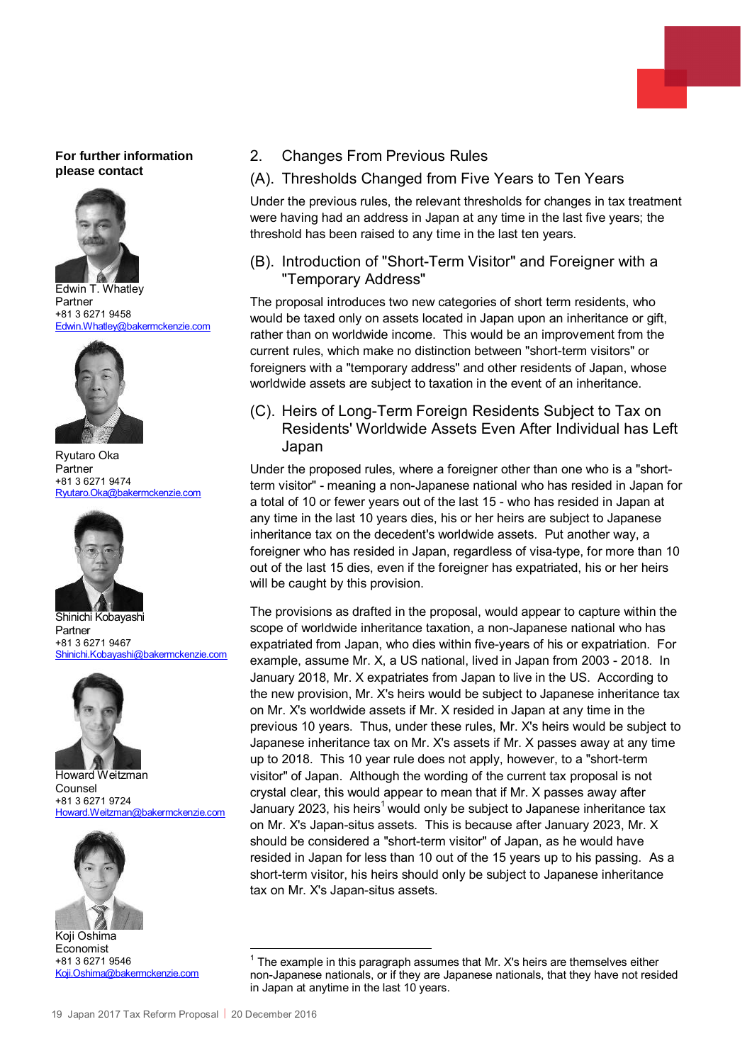**For further information please contact**

Edwin T. Whatley
Partner
+81 3 6271 9458
Edwin.Whatley@bakermckenzie.com

Ryutaro Oka
Partner
+81 3 6271 9474
Ryutaro.Oka@bakermckenzie.com

Shinichi Kobayashi
Partner
+81 3 6271 9467
Shinichi.Kobayashi@bakermckenzie.com

Howard Weitzman
Counsel
+81 3 6271 9724
Howard.Weitzman@bakermckenzie.com

Koji Oshima
Economist
+81 3 6271 9546
Koji.Oshima@bakermckenzie.com

## 2. Changes From Previous Rules

### (A). Thresholds Changed from Five Years to Ten Years

Under the previous rules, the relevant thresholds for changes in tax treatment were having had an address in Japan at any time in the last five years; the threshold has been raised to any time in the last ten years.

### (B). Introduction of "Short-Term Visitor" and Foreigner with a "Temporary Address"

The proposal introduces two new categories of short term residents, who would be taxed only on assets located in Japan upon an inheritance or gift, rather than on worldwide income. This would be an improvement from the current rules, which make no distinction between "short-term visitors" or foreigners with a "temporary address" and other residents of Japan, whose worldwide assets are subject to taxation in the event of an inheritance.

### (C). Heirs of Long-Term Foreign Residents Subject to Tax on Residents' Worldwide Assets Even After Individual has Left Japan

Under the proposed rules, where a foreigner other than one who is a "short-term visitor" - meaning a non-Japanese national who has resided in Japan for a total of 10 or fewer years out of the last 15 - who has resided in Japan at any time in the last 10 years dies, his or her heirs are subject to Japanese inheritance tax on the decedent's worldwide assets. Put another way, a foreigner who has resided in Japan, regardless of visa-type, for more than 10 out of the last 15 dies, even if the foreigner has expatriated, his or her heirs will be caught by this provision.

The provisions as drafted in the proposal, would appear to capture within the scope of worldwide inheritance taxation, a non-Japanese national who has expatriated from Japan, who dies within five-years of his or expatriation. For example, assume Mr. X, a US national, lived in Japan from 2003 - 2018. In January 2018, Mr. X expatriates from Japan to live in the US. According to the new provision, Mr. X's heirs would be subject to Japanese inheritance tax on Mr. X's worldwide assets if Mr. X resided in Japan at any time in the previous 10 years. Thus, under these rules, Mr. X's heirs would be subject to Japanese inheritance tax on Mr. X's assets if Mr. X passes away at any time up to 2018. This 10 year rule does not apply, however, to a "short-term visitor" of Japan. Although the wording of the current tax proposal is not crystal clear, this would appear to mean that if Mr. X passes away after January 2023, his heirs[1] would only be subject to Japanese inheritance tax on Mr. X's Japan-situs assets. This is because after January 2023, Mr. X should be considered a "short-term visitor" of Japan, as he would have resided in Japan for less than 10 out of the 15 years up to his passing. As a short-term visitor, his heirs should only be subject to Japanese inheritance tax on Mr. X's Japan-situs assets.

---

[1] The example in this paragraph assumes that Mr. X's heirs are themselves either non-Japanese nationals, or if they are Japanese nationals, that they have not resided in Japan at anytime in the last 10 years.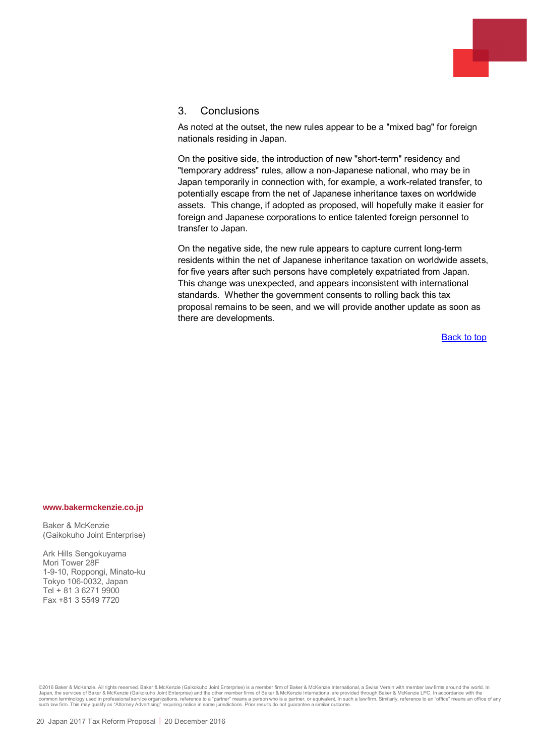## 3. Conclusions

As noted at the outset, the new rules appear to be a "mixed bag" for foreign nationals residing in Japan.

On the positive side, the introduction of new "short-term" residency and "temporary address" rules, allow a non-Japanese national, who may be in Japan temporarily in connection with, for example, a work-related transfer, to potentially escape from the net of Japanese inheritance taxes on worldwide assets. This change, if adopted as proposed, will hopefully make it easier for foreign and Japanese corporations to entice talented foreign personnel to transfer to Japan.

On the negative side, the new rule appears to capture current long-term residents within the net of Japanese inheritance taxation on worldwide assets, for five years after such persons have completely expatriated from Japan. This change was unexpected, and appears inconsistent with international standards. Whether the government consents to rolling back this tax proposal remains to be seen, and we will provide another update as soon as there are developments.

Back to top

**www.bakermckenzie.co.jp**

Baker & McKenzie
(Gaikokuho Joint Enterprise)

Ark Hills Sengokuyama
Mori Tower 28F
1-9-10, Roppongi, Minato-ku
Tokyo 106-0032, Japan
Tel + 81 3 6271 9900
Fax +81 3 5549 7720

©2016 Baker & McKenzie. All rights reserved. Baker & McKenzie (Gaikokuho Joint Enterprise) is a member firm of Baker & McKenzie International, a Swiss Verein with member law firms around the world. In Japan, the services of Baker & McKenzie (Gaikokuho Joint Enterprise) and the other member firms of Baker & McKenzie International are provided through Baker & McKenzie LPC. In accordance with the common terminology used in professional service organizations, reference to a "partner" means a person who is a partner, or equivalent, in such a law firm. Similarly, reference to an "office" means an office of any such law firm. This may qualify as "Attorney Advertising" requiring notice in some jurisdictions. Prior results do not guarantee a similar outcome.